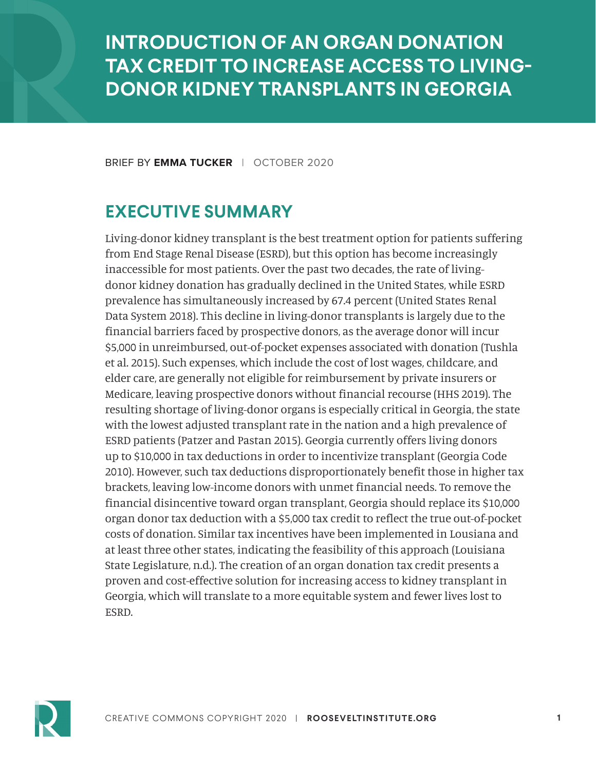# INTRODUCTION OF AN ORGAN DONATION TAX CREDIT TO INCREASE ACCESS TO LIVING-DONOR KIDNEY TRANSPLANTS IN GEORGIA

BRIEF BY **EMMA TUCKER** | OCTOBER 2020

## EXECUTIVE SUMMARY

Living-donor kidney transplant is the best treatment option for patients suffering from End Stage Renal Disease (ESRD), but this option has become increasingly inaccessible for most patients. Over the past two decades, the rate of living-donor kidney donation has gradually declined in the United States, while ESRD prevalence has simultaneously increased by 67.4 percent (United States Renal Data System 2018). This decline in living-donor transplants is largely due to the financial barriers faced by prospective donors, as the average donor will incur $5,000 in unreimbursed, out-of-pocket expenses associated with donation (Tushla et al. 2015). Such expenses, which include the cost of lost wages, childcare, and elder care, are generally not eligible for reimbursement by private insurers or Medicare, leaving prospective donors without financial recourse (HHS 2019). The resulting shortage of living-donor organs is especially critical in Georgia, the state with the lowest adjusted transplant rate in the nation and a high prevalence of ESRD patients (Patzer and Pastan 2015). Georgia currently offers living donors up to $10,000 in tax deductions in order to incentivize transplant (Georgia Code 2010). However, such tax deductions disproportionately benefit those in higher tax brackets, leaving low-income donors with unmet financial needs. To remove the financial disincentive toward organ transplant, Georgia should replace its $10,000 organ donor tax deduction with a $5,000 tax credit to reflect the true out-of-pocket costs of donation. Similar tax incentives have been implemented in Lousiana and at least three other states, indicating the feasibility of this approach (Louisiana State Legislature, n.d.). The creation of an organ donation tax credit presents a proven and cost-effective solution for increasing access to kidney transplant in Georgia, which will translate to a more equitable system and fewer lives lost to ESRD.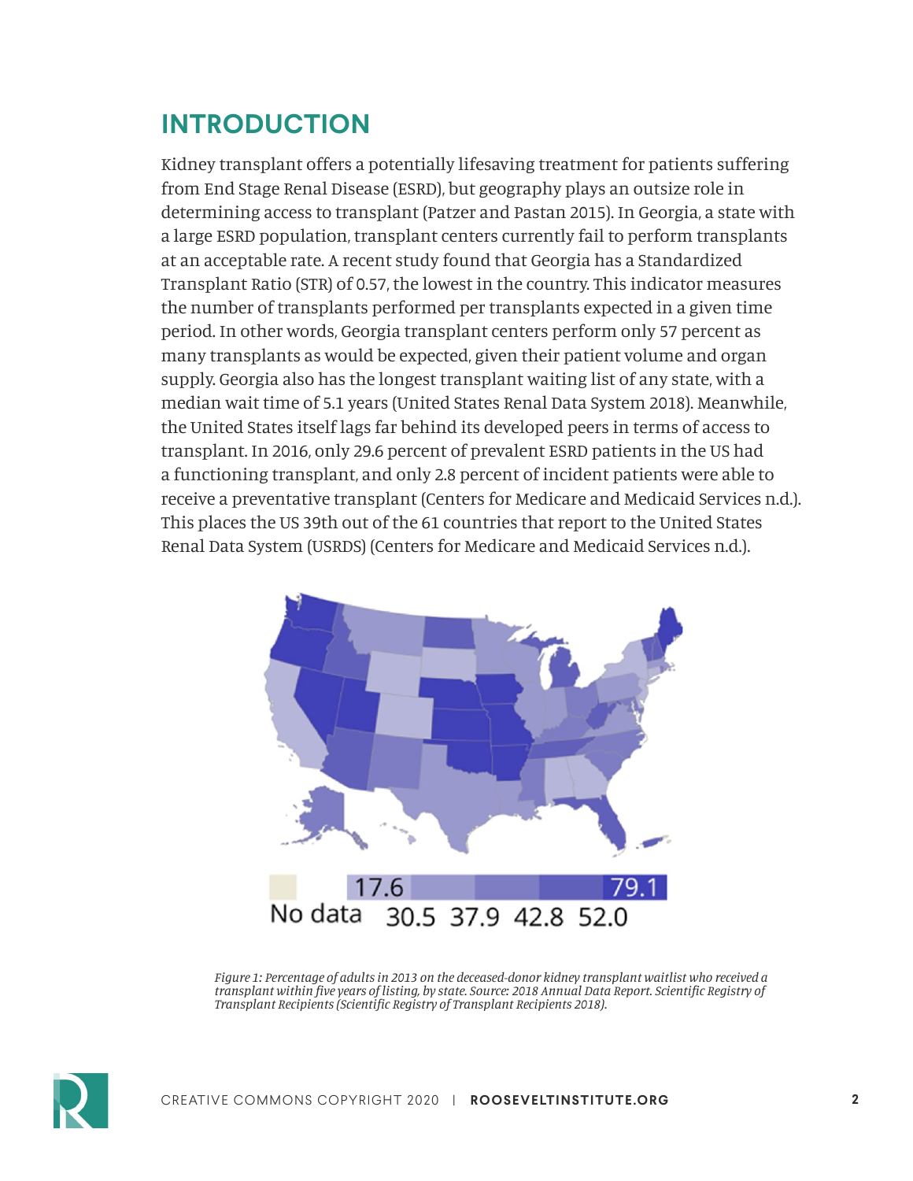## INTRODUCTION

Kidney transplant offers a potentially lifesaving treatment for patients suffering from End Stage Renal Disease (ESRD), but geography plays an outsize role in determining access to transplant (Patzer and Pastan 2015). In Georgia, a state with a large ESRD population, transplant centers currently fail to perform transplants at an acceptable rate. A recent study found that Georgia has a Standardized Transplant Ratio (STR) of 0.57, the lowest in the country. This indicator measures the number of transplants performed per transplants expected in a given time period. In other words, Georgia transplant centers perform only 57 percent as many transplants as would be expected, given their patient volume and organ supply. Georgia also has the longest transplant waiting list of any state, with a median wait time of 5.1 years (United States Renal Data System 2018). Meanwhile, the United States itself lags far behind its developed peers in terms of access to transplant. In 2016, only 29.6 percent of prevalent ESRD patients in the US had a functioning transplant, and only 2.8 percent of incident patients were able to receive a preventative transplant (Centers for Medicare and Medicaid Services n.d.). This places the US 39th out of the 61 countries that report to the United States Renal Data System (USRDS) (Centers for Medicare and Medicaid Services n.d.).

*Figure 1: Percentage of adults in 2013 on the deceased-donor kidney transplant waitlist who received a transplant within five years of listing, by state. Source: 2018 Annual Data Report. Scientific Registry of Transplant Recipients (Scientific Registry of Transplant Recipients 2018).*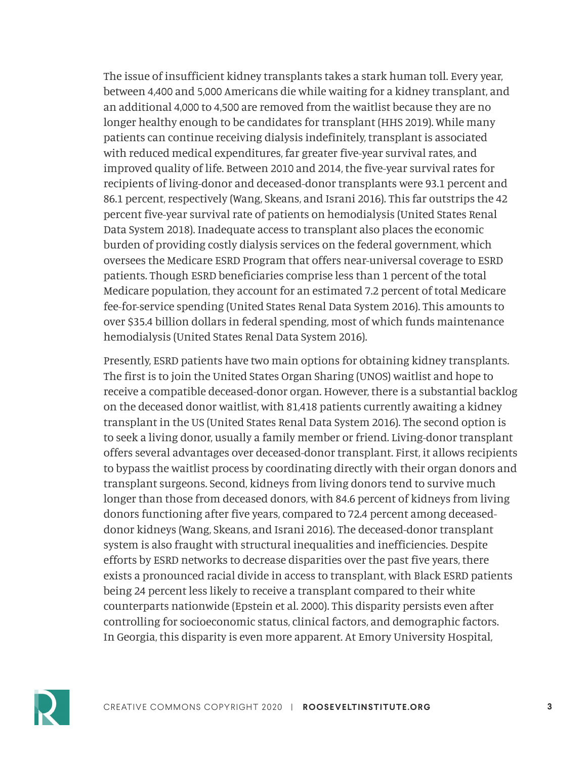The issue of insufficient kidney transplants takes a stark human toll. Every year, between 4,400 and 5,000 Americans die while waiting for a kidney transplant, and an additional 4,000 to 4,500 are removed from the waitlist because they are no longer healthy enough to be candidates for transplant (HHS 2019). While many patients can continue receiving dialysis indefinitely, transplant is associated with reduced medical expenditures, far greater five-year survival rates, and improved quality of life. Between 2010 and 2014, the five-year survival rates for recipients of living-donor and deceased-donor transplants were 93.1 percent and 86.1 percent, respectively (Wang, Skeans, and Israni 2016). This far outstrips the 42 percent five-year survival rate of patients on hemodialysis (United States Renal Data System 2018). Inadequate access to transplant also places the economic burden of providing costly dialysis services on the federal government, which oversees the Medicare ESRD Program that offers near-universal coverage to ESRD patients. Though ESRD beneficiaries comprise less than 1 percent of the total Medicare population, they account for an estimated 7.2 percent of total Medicare fee-for-service spending (United States Renal Data System 2016). This amounts to over $35.4 billion dollars in federal spending, most of which funds maintenance hemodialysis (United States Renal Data System 2016).

Presently, ESRD patients have two main options for obtaining kidney transplants. The first is to join the United States Organ Sharing (UNOS) waitlist and hope to receive a compatible deceased-donor organ. However, there is a substantial backlog on the deceased donor waitlist, with 81,418 patients currently awaiting a kidney transplant in the US (United States Renal Data System 2016). The second option is to seek a living donor, usually a family member or friend. Living-donor transplant offers several advantages over deceased-donor transplant. First, it allows recipients to bypass the waitlist process by coordinating directly with their organ donors and transplant surgeons. Second, kidneys from living donors tend to survive much longer than those from deceased donors, with 84.6 percent of kidneys from living donors functioning after five years, compared to 72.4 percent among deceased-donor kidneys (Wang, Skeans, and Israni 2016). The deceased-donor transplant system is also fraught with structural inequalities and inefficiencies. Despite efforts by ESRD networks to decrease disparities over the past five years, there exists a pronounced racial divide in access to transplant, with Black ESRD patients being 24 percent less likely to receive a transplant compared to their white counterparts nationwide (Epstein et al. 2000). This disparity persists even after controlling for socioeconomic status, clinical factors, and demographic factors. In Georgia, this disparity is even more apparent. At Emory University Hospital,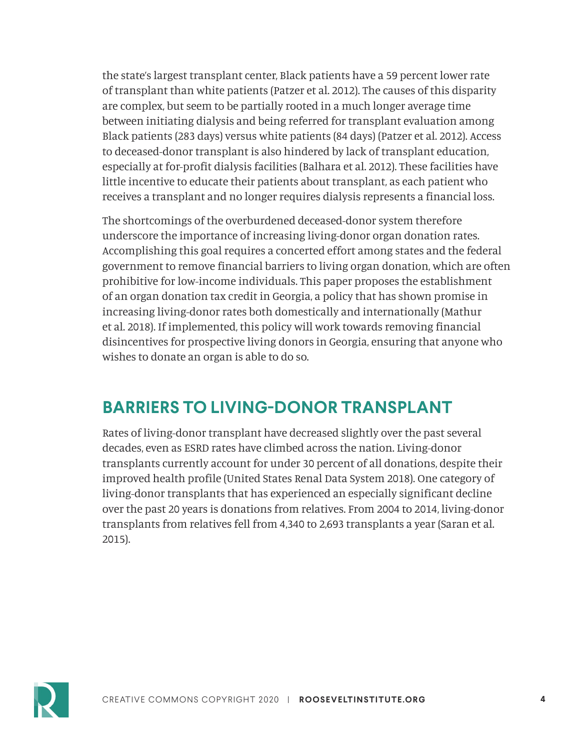the state's largest transplant center, Black patients have a 59 percent lower rate of transplant than white patients (Patzer et al. 2012). The causes of this disparity are complex, but seem to be partially rooted in a much longer average time between initiating dialysis and being referred for transplant evaluation among Black patients (283 days) versus white patients (84 days) (Patzer et al. 2012). Access to deceased-donor transplant is also hindered by lack of transplant education, especially at for-profit dialysis facilities (Balhara et al. 2012). These facilities have little incentive to educate their patients about transplant, as each patient who receives a transplant and no longer requires dialysis represents a financial loss.

The shortcomings of the overburdened deceased-donor system therefore underscore the importance of increasing living-donor organ donation rates. Accomplishing this goal requires a concerted effort among states and the federal government to remove financial barriers to living organ donation, which are often prohibitive for low-income individuals. This paper proposes the establishment of an organ donation tax credit in Georgia, a policy that has shown promise in increasing living-donor rates both domestically and internationally (Mathur et al. 2018). If implemented, this policy will work towards removing financial disincentives for prospective living donors in Georgia, ensuring that anyone who wishes to donate an organ is able to do so.

## BARRIERS TO LIVING-DONOR TRANSPLANT

Rates of living-donor transplant have decreased slightly over the past several decades, even as ESRD rates have climbed across the nation. Living-donor transplants currently account for under 30 percent of all donations, despite their improved health profile (United States Renal Data System 2018). One category of living-donor transplants that has experienced an especially significant decline over the past 20 years is donations from relatives. From 2004 to 2014, living-donor transplants from relatives fell from 4,340 to 2,693 transplants a year (Saran et al. 2015).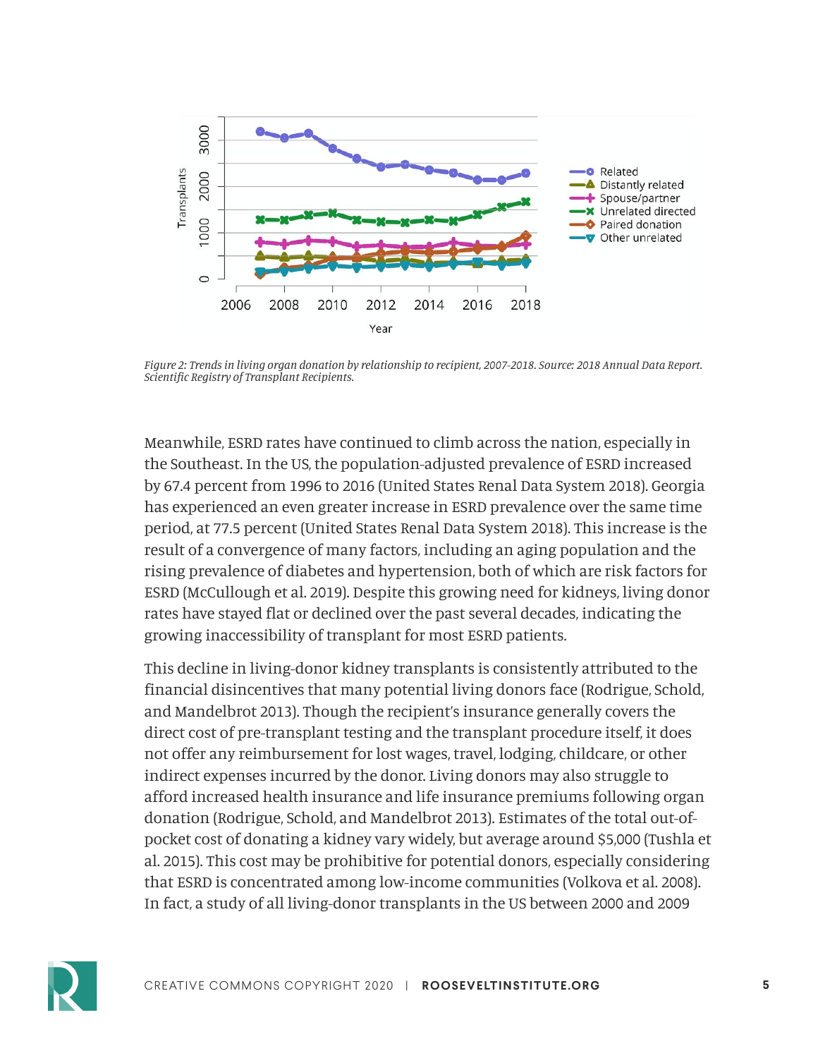*Figure 2: Trends in living organ donation by relationship to recipient, 2007-2018. Source: 2018 Annual Data Report. Scientific Registry of Transplant Recipients.*

Meanwhile, ESRD rates have continued to climb across the nation, especially in the Southeast. In the US, the population-adjusted prevalence of ESRD increased by 67.4 percent from 1996 to 2016 (United States Renal Data System 2018). Georgia has experienced an even greater increase in ESRD prevalence over the same time period, at 77.5 percent (United States Renal Data System 2018). This increase is the result of a convergence of many factors, including an aging population and the rising prevalence of diabetes and hypertension, both of which are risk factors for ESRD (McCullough et al. 2019). Despite this growing need for kidneys, living donor rates have stayed flat or declined over the past several decades, indicating the growing inaccessibility of transplant for most ESRD patients.

This decline in living-donor kidney transplants is consistently attributed to the financial disincentives that many potential living donors face (Rodrigue, Schold, and Mandelbrot 2013). Though the recipient's insurance generally covers the direct cost of pre-transplant testing and the transplant procedure itself, it does not offer any reimbursement for lost wages, travel, lodging, childcare, or other indirect expenses incurred by the donor. Living donors may also struggle to afford increased health insurance and life insurance premiums following organ donation (Rodrigue, Schold, and Mandelbrot 2013). Estimates of the total out-of-pocket cost of donating a kidney vary widely, but average around $5,000 (Tushla et al. 2015). This cost may be prohibitive for potential donors, especially considering that ESRD is concentrated among low-income communities (Volkova et al. 2008). In fact, a study of all living-donor transplants in the US between 2000 and 2009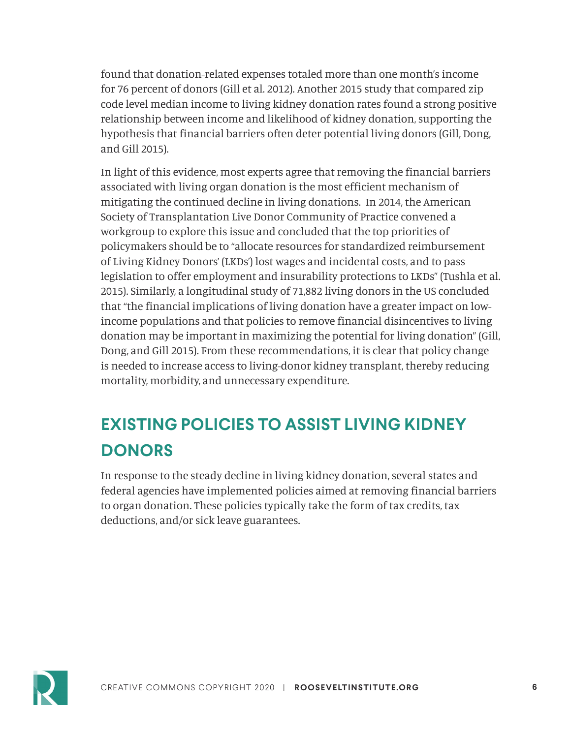found that donation-related expenses totaled more than one month's income for 76 percent of donors (Gill et al. 2012). Another 2015 study that compared zip code level median income to living kidney donation rates found a strong positive relationship between income and likelihood of kidney donation, supporting the hypothesis that financial barriers often deter potential living donors (Gill, Dong, and Gill 2015).

In light of this evidence, most experts agree that removing the financial barriers associated with living organ donation is the most efficient mechanism of mitigating the continued decline in living donations.  In 2014, the American Society of Transplantation Live Donor Community of Practice convened a workgroup to explore this issue and concluded that the top priorities of policymakers should be to "allocate resources for standardized reimbursement of Living Kidney Donors' (LKDs') lost wages and incidental costs, and to pass legislation to offer employment and insurability protections to LKDs" (Tushla et al. 2015). Similarly, a longitudinal study of 71,882 living donors in the US concluded that "the financial implications of living donation have a greater impact on low-income populations and that policies to remove financial disincentives to living donation may be important in maximizing the potential for living donation" (Gill, Dong, and Gill 2015). From these recommendations, it is clear that policy change is needed to increase access to living-donor kidney transplant, thereby reducing mortality, morbidity, and unnecessary expenditure.

## EXISTING POLICIES TO ASSIST LIVING KIDNEY DONORS

In response to the steady decline in living kidney donation, several states and federal agencies have implemented policies aimed at removing financial barriers to organ donation. These policies typically take the form of tax credits, tax deductions, and/or sick leave guarantees.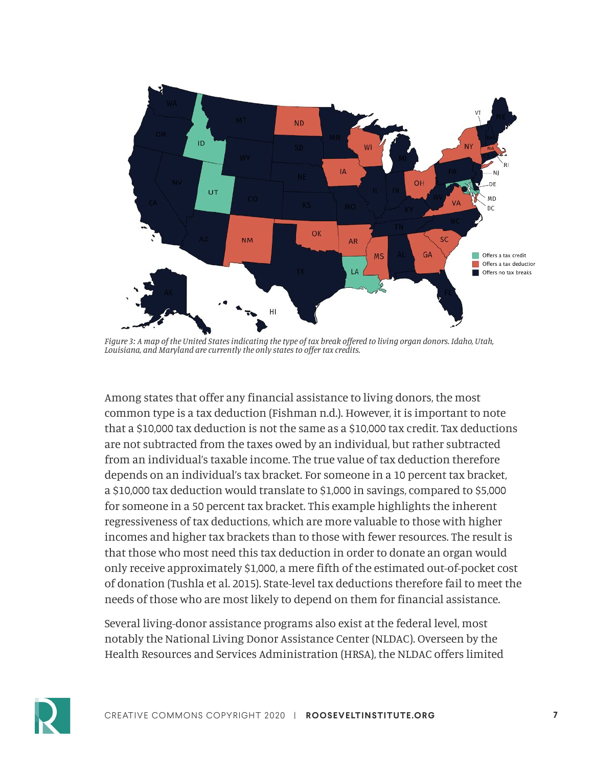*Figure 3: A map of the United States indicating the type of tax break offered to living organ donors. Idaho, Utah, Louisiana, and Maryland are currently the only states to offer tax credits.*

Among states that offer any financial assistance to living donors, the most common type is a tax deduction (Fishman n.d.). However, it is important to note that a $10,000 tax deduction is not the same as a $10,000 tax credit. Tax deductions are not subtracted from the taxes owed by an individual, but rather subtracted from an individual's taxable income. The true value of tax deduction therefore depends on an individual's tax bracket. For someone in a 10 percent tax bracket, a $10,000 tax deduction would translate to $1,000 in savings, compared to $5,000 for someone in a 50 percent tax bracket. This example highlights the inherent regressiveness of tax deductions, which are more valuable to those with higher incomes and higher tax brackets than to those with fewer resources. The result is that those who most need this tax deduction in order to donate an organ would only receive approximately $1,000, a mere fifth of the estimated out-of-pocket cost of donation (Tushla et al. 2015). State-level tax deductions therefore fail to meet the needs of those who are most likely to depend on them for financial assistance.

Several living-donor assistance programs also exist at the federal level, most notably the National Living Donor Assistance Center (NLDAC). Overseen by the Health Resources and Services Administration (HRSA), the NLDAC offers limited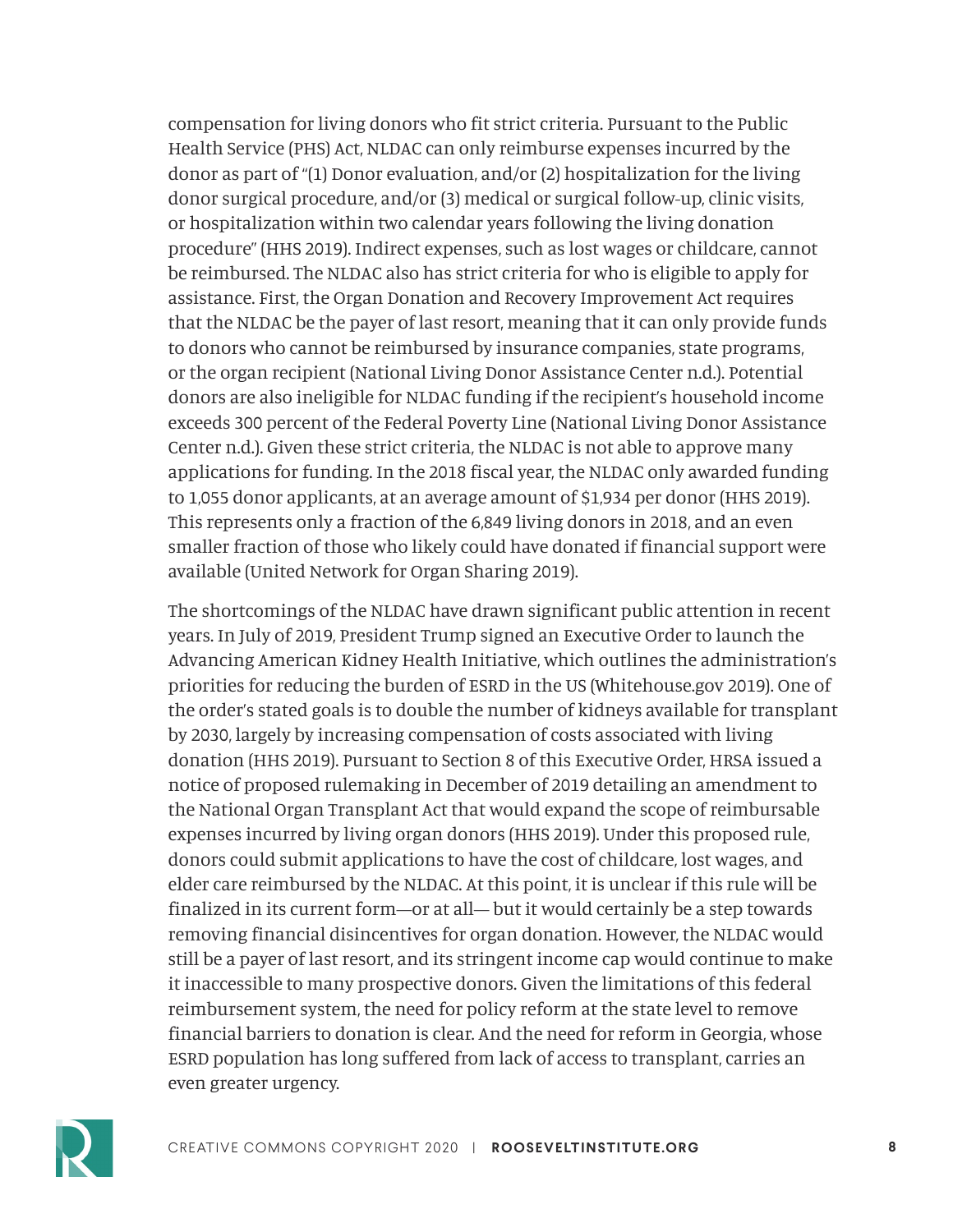compensation for living donors who fit strict criteria. Pursuant to the Public Health Service (PHS) Act, NLDAC can only reimburse expenses incurred by the donor as part of "(1) Donor evaluation, and/or (2) hospitalization for the living donor surgical procedure, and/or (3) medical or surgical follow-up, clinic visits, or hospitalization within two calendar years following the living donation procedure" (HHS 2019). Indirect expenses, such as lost wages or childcare, cannot be reimbursed. The NLDAC also has strict criteria for who is eligible to apply for assistance. First, the Organ Donation and Recovery Improvement Act requires that the NLDAC be the payer of last resort, meaning that it can only provide funds to donors who cannot be reimbursed by insurance companies, state programs, or the organ recipient (National Living Donor Assistance Center n.d.). Potential donors are also ineligible for NLDAC funding if the recipient's household income exceeds 300 percent of the Federal Poverty Line (National Living Donor Assistance Center n.d.). Given these strict criteria, the NLDAC is not able to approve many applications for funding. In the 2018 fiscal year, the NLDAC only awarded funding to 1,055 donor applicants, at an average amount of $1,934 per donor (HHS 2019). This represents only a fraction of the 6,849 living donors in 2018, and an even smaller fraction of those who likely could have donated if financial support were available (United Network for Organ Sharing 2019).

The shortcomings of the NLDAC have drawn significant public attention in recent years. In July of 2019, President Trump signed an Executive Order to launch the Advancing American Kidney Health Initiative, which outlines the administration's priorities for reducing the burden of ESRD in the US (Whitehouse.gov 2019). One of the order's stated goals is to double the number of kidneys available for transplant by 2030, largely by increasing compensation of costs associated with living donation (HHS 2019). Pursuant to Section 8 of this Executive Order, HRSA issued a notice of proposed rulemaking in December of 2019 detailing an amendment to the National Organ Transplant Act that would expand the scope of reimbursable expenses incurred by living organ donors (HHS 2019). Under this proposed rule, donors could submit applications to have the cost of childcare, lost wages, and elder care reimbursed by the NLDAC. At this point, it is unclear if this rule will be finalized in its current form—or at all— but it would certainly be a step towards removing financial disincentives for organ donation. However, the NLDAC would still be a payer of last resort, and its stringent income cap would continue to make it inaccessible to many prospective donors. Given the limitations of this federal reimbursement system, the need for policy reform at the state level to remove financial barriers to donation is clear. And the need for reform in Georgia, whose ESRD population has long suffered from lack of access to transplant, carries an even greater urgency.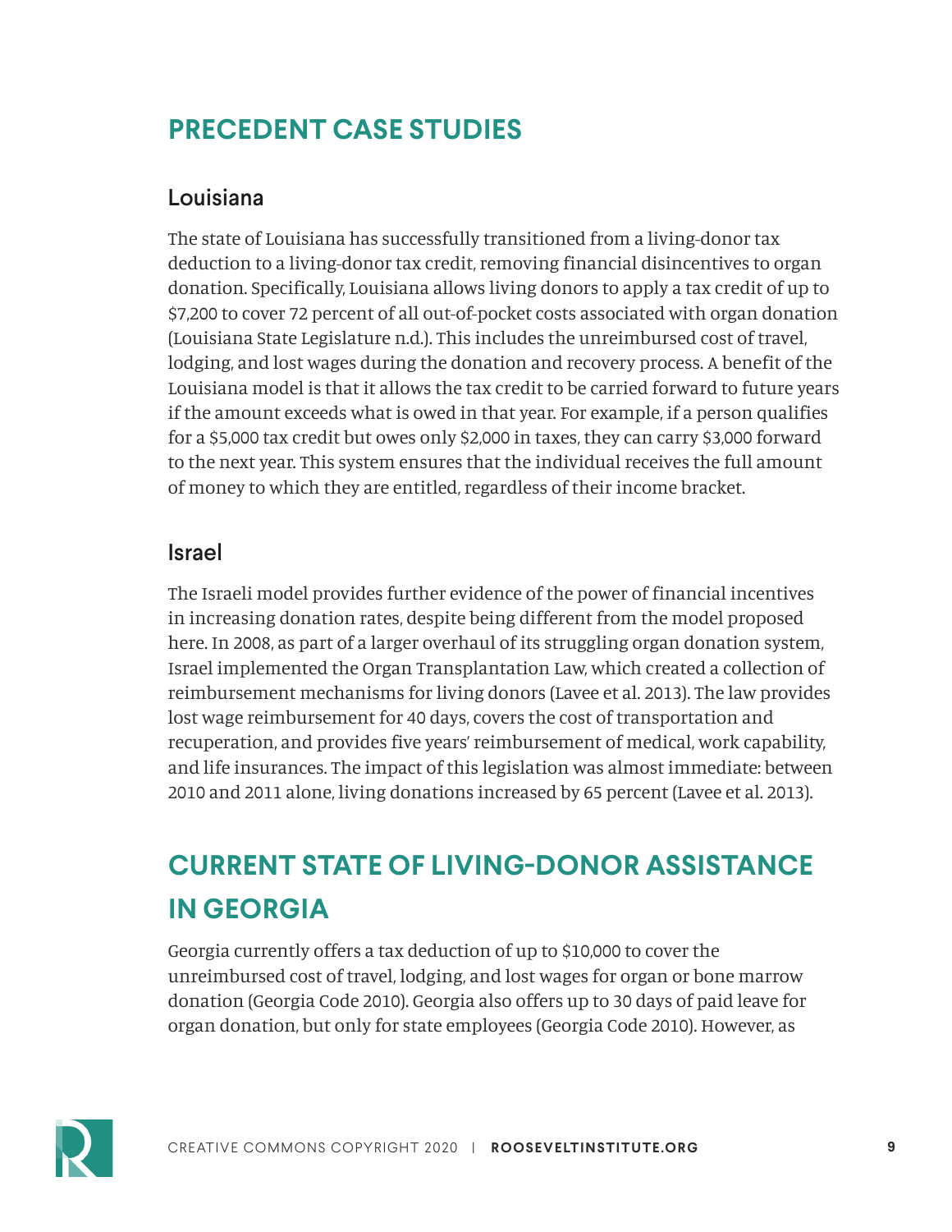## PRECEDENT CASE STUDIES

### Louisiana

The state of Louisiana has successfully transitioned from a living-donor tax deduction to a living-donor tax credit, removing financial disincentives to organ donation. Specifically, Louisiana allows living donors to apply a tax credit of up to $7,200 to cover 72 percent of all out-of-pocket costs associated with organ donation (Louisiana State Legislature n.d.). This includes the unreimbursed cost of travel, lodging, and lost wages during the donation and recovery process. A benefit of the Louisiana model is that it allows the tax credit to be carried forward to future years if the amount exceeds what is owed in that year. For example, if a person qualifies for a $5,000 tax credit but owes only $2,000 in taxes, they can carry $3,000 forward to the next year. This system ensures that the individual receives the full amount of money to which they are entitled, regardless of their income bracket.

### Israel

The Israeli model provides further evidence of the power of financial incentives in increasing donation rates, despite being different from the model proposed here. In 2008, as part of a larger overhaul of its struggling organ donation system, Israel implemented the Organ Transplantation Law, which created a collection of reimbursement mechanisms for living donors (Lavee et al. 2013). The law provides lost wage reimbursement for 40 days, covers the cost of transportation and recuperation, and provides five years' reimbursement of medical, work capability, and life insurances. The impact of this legislation was almost immediate: between 2010 and 2011 alone, living donations increased by 65 percent (Lavee et al. 2013).

## CURRENT STATE OF LIVING-DONOR ASSISTANCE IN GEORGIA

Georgia currently offers a tax deduction of up to $10,000 to cover the unreimbursed cost of travel, lodging, and lost wages for organ or bone marrow donation (Georgia Code 2010). Georgia also offers up to 30 days of paid leave for organ donation, but only for state employees (Georgia Code 2010). However, as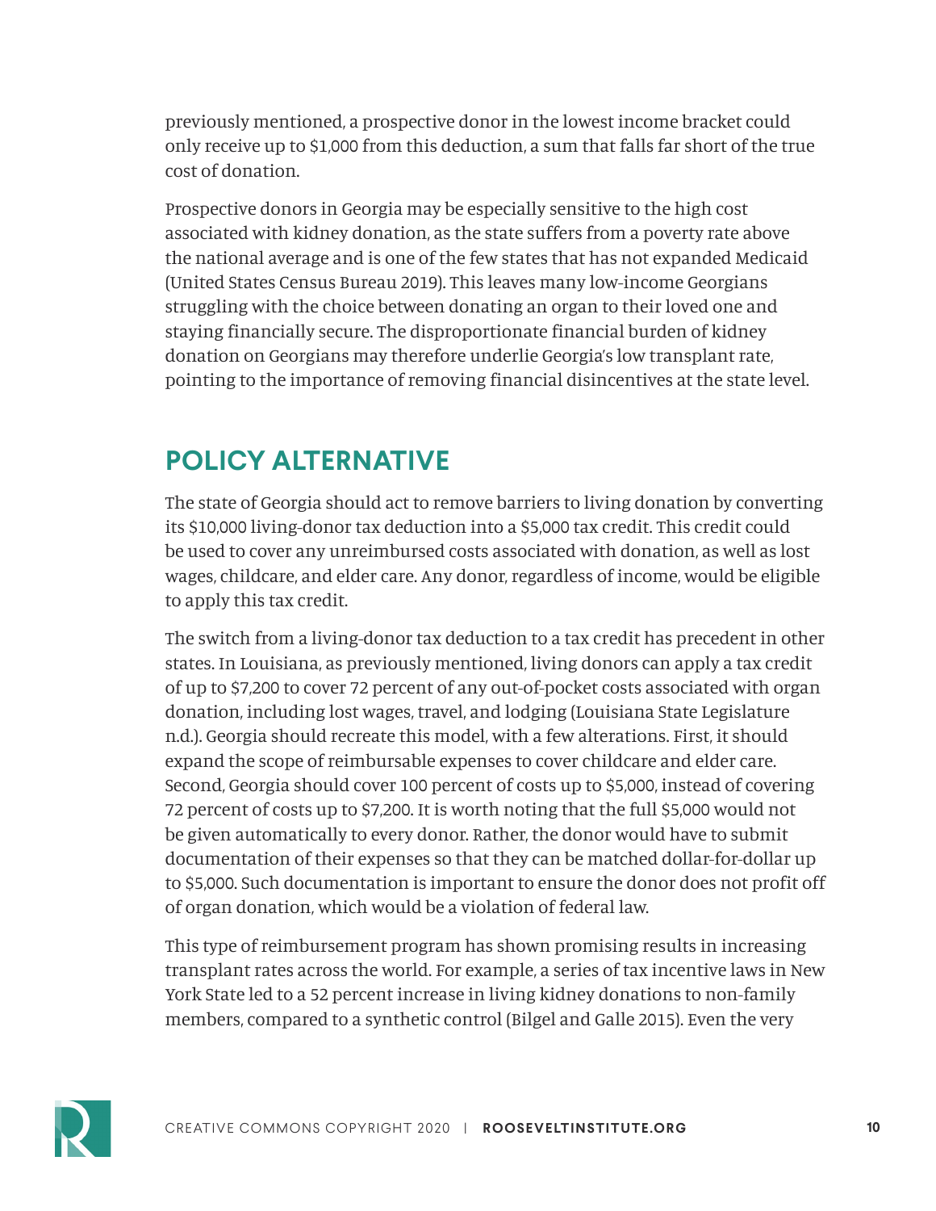previously mentioned, a prospective donor in the lowest income bracket could only receive up to $1,000 from this deduction, a sum that falls far short of the true cost of donation.

Prospective donors in Georgia may be especially sensitive to the high cost associated with kidney donation, as the state suffers from a poverty rate above the national average and is one of the few states that has not expanded Medicaid (United States Census Bureau 2019). This leaves many low-income Georgians struggling with the choice between donating an organ to their loved one and staying financially secure. The disproportionate financial burden of kidney donation on Georgians may therefore underlie Georgia's low transplant rate, pointing to the importance of removing financial disincentives at the state level.

## POLICY ALTERNATIVE

The state of Georgia should act to remove barriers to living donation by converting its $10,000 living-donor tax deduction into a $5,000 tax credit. This credit could be used to cover any unreimbursed costs associated with donation, as well as lost wages, childcare, and elder care. Any donor, regardless of income, would be eligible to apply this tax credit.

The switch from a living-donor tax deduction to a tax credit has precedent in other states. In Louisiana, as previously mentioned, living donors can apply a tax credit of up to $7,200 to cover 72 percent of any out-of-pocket costs associated with organ donation, including lost wages, travel, and lodging (Louisiana State Legislature n.d.). Georgia should recreate this model, with a few alterations. First, it should expand the scope of reimbursable expenses to cover childcare and elder care. Second, Georgia should cover 100 percent of costs up to $5,000, instead of covering 72 percent of costs up to $7,200. It is worth noting that the full $5,000 would not be given automatically to every donor. Rather, the donor would have to submit documentation of their expenses so that they can be matched dollar-for-dollar up to $5,000. Such documentation is important to ensure the donor does not profit off of organ donation, which would be a violation of federal law.

This type of reimbursement program has shown promising results in increasing transplant rates across the world. For example, a series of tax incentive laws in New York State led to a 52 percent increase in living kidney donations to non-family members, compared to a synthetic control (Bilgel and Galle 2015). Even the very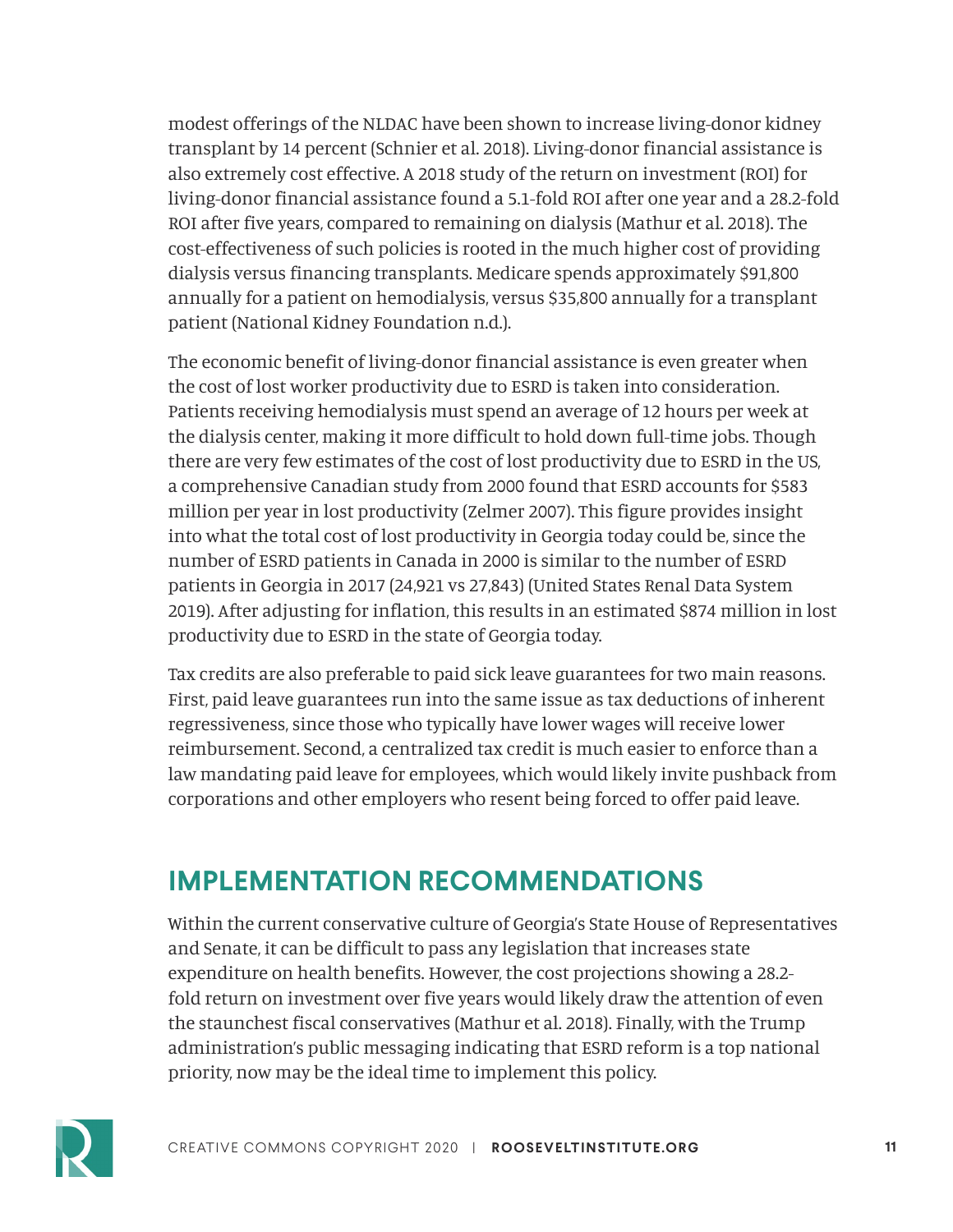modest offerings of the NLDAC have been shown to increase living-donor kidney transplant by 14 percent (Schnier et al. 2018). Living-donor financial assistance is also extremely cost effective. A 2018 study of the return on investment (ROI) for living-donor financial assistance found a 5.1-fold ROI after one year and a 28.2-fold ROI after five years, compared to remaining on dialysis (Mathur et al. 2018). The cost-effectiveness of such policies is rooted in the much higher cost of providing dialysis versus financing transplants. Medicare spends approximately $91,800 annually for a patient on hemodialysis, versus $35,800 annually for a transplant patient (National Kidney Foundation n.d.).

The economic benefit of living-donor financial assistance is even greater when the cost of lost worker productivity due to ESRD is taken into consideration. Patients receiving hemodialysis must spend an average of 12 hours per week at the dialysis center, making it more difficult to hold down full-time jobs. Though there are very few estimates of the cost of lost productivity due to ESRD in the US, a comprehensive Canadian study from 2000 found that ESRD accounts for $583 million per year in lost productivity (Zelmer 2007). This figure provides insight into what the total cost of lost productivity in Georgia today could be, since the number of ESRD patients in Canada in 2000 is similar to the number of ESRD patients in Georgia in 2017 (24,921 vs 27,843) (United States Renal Data System 2019). After adjusting for inflation, this results in an estimated $874 million in lost productivity due to ESRD in the state of Georgia today.

Tax credits are also preferable to paid sick leave guarantees for two main reasons. First, paid leave guarantees run into the same issue as tax deductions of inherent regressiveness, since those who typically have lower wages will receive lower reimbursement. Second, a centralized tax credit is much easier to enforce than a law mandating paid leave for employees, which would likely invite pushback from corporations and other employers who resent being forced to offer paid leave.

## IMPLEMENTATION RECOMMENDATIONS

Within the current conservative culture of Georgia's State House of Representatives and Senate, it can be difficult to pass any legislation that increases state expenditure on health benefits. However, the cost projections showing a 28.2-fold return on investment over five years would likely draw the attention of even the staunchest fiscal conservatives (Mathur et al. 2018). Finally, with the Trump administration's public messaging indicating that ESRD reform is a top national priority, now may be the ideal time to implement this policy.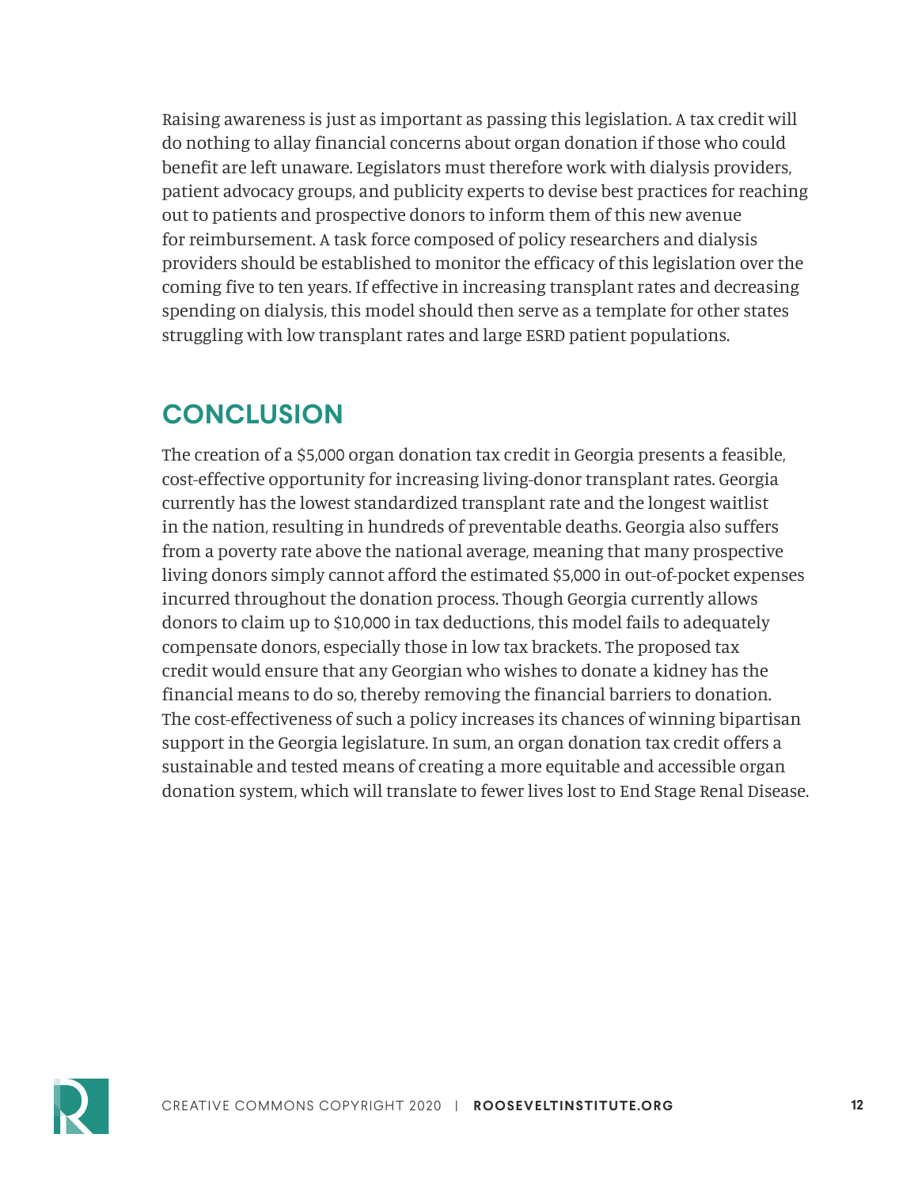Raising awareness is just as important as passing this legislation. A tax credit will do nothing to allay financial concerns about organ donation if those who could benefit are left unaware. Legislators must therefore work with dialysis providers, patient advocacy groups, and publicity experts to devise best practices for reaching out to patients and prospective donors to inform them of this new avenue for reimbursement. A task force composed of policy researchers and dialysis providers should be established to monitor the efficacy of this legislation over the coming five to ten years. If effective in increasing transplant rates and decreasing spending on dialysis, this model should then serve as a template for other states struggling with low transplant rates and large ESRD patient populations.

## CONCLUSION

The creation of a $5,000 organ donation tax credit in Georgia presents a feasible, cost-effective opportunity for increasing living-donor transplant rates. Georgia currently has the lowest standardized transplant rate and the longest waitlist in the nation, resulting in hundreds of preventable deaths. Georgia also suffers from a poverty rate above the national average, meaning that many prospective living donors simply cannot afford the estimated $5,000 in out-of-pocket expenses incurred throughout the donation process. Though Georgia currently allows donors to claim up to $10,000 in tax deductions, this model fails to adequately compensate donors, especially those in low tax brackets. The proposed tax credit would ensure that any Georgian who wishes to donate a kidney has the financial means to do so, thereby removing the financial barriers to donation. The cost-effectiveness of such a policy increases its chances of winning bipartisan support in the Georgia legislature. In sum, an organ donation tax credit offers a sustainable and tested means of creating a more equitable and accessible organ donation system, which will translate to fewer lives lost to End Stage Renal Disease.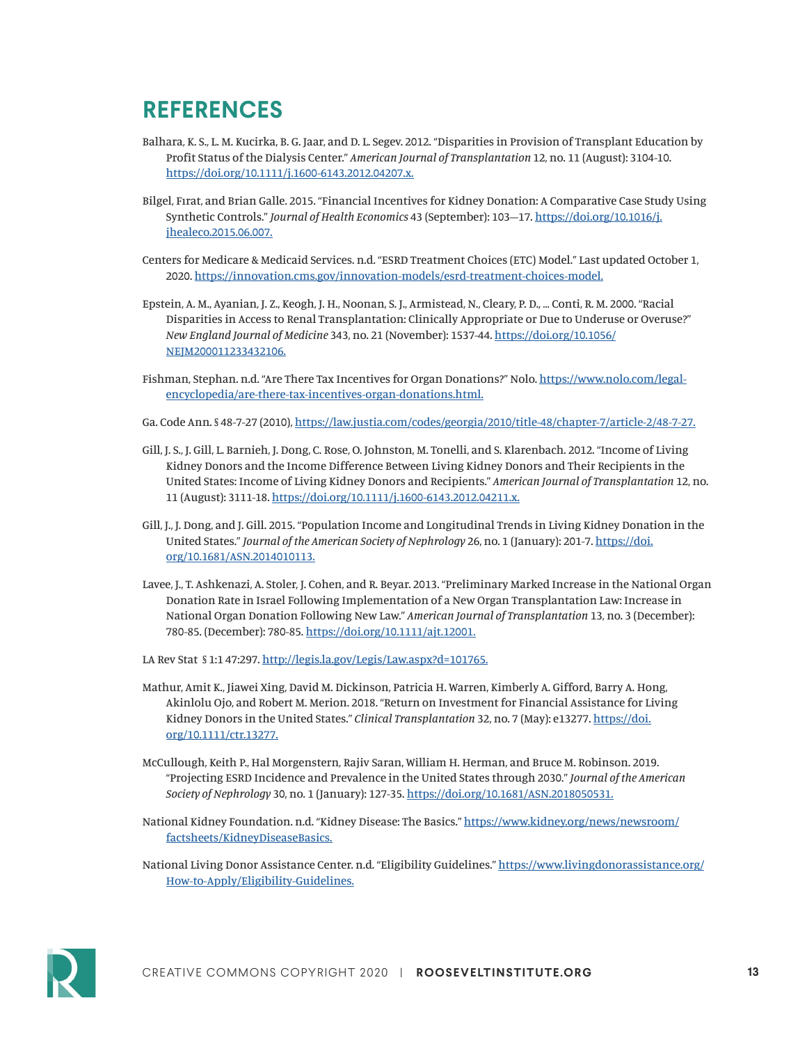## REFERENCES

Balhara, K. S., L. M. Kucirka, B. G. Jaar, and D. L. Segev. 2012. "Disparities in Provision of Transplant Education by Profit Status of the Dialysis Center." *American Journal of Transplantation* 12, no. 11 (August): 3104-10. https://doi.org/10.1111/j.1600-6143.2012.04207.x.

Bilgel, Fırat, and Brian Galle. 2015. "Financial Incentives for Kidney Donation: A Comparative Case Study Using Synthetic Controls." *Journal of Health Economics* 43 (September): 103—17. https://doi.org/10.1016/j.jhealeco.2015.06.007.

Centers for Medicare & Medicaid Services. n.d. "ESRD Treatment Choices (ETC) Model." Last updated October 1, 2020. https://innovation.cms.gov/innovation-models/esrd-treatment-choices-model.

Epstein, A. M., Ayanian, J. Z., Keogh, J. H., Noonan, S. J., Armistead, N., Cleary, P. D., ... Conti, R. M. 2000. "Racial Disparities in Access to Renal Transplantation: Clinically Appropriate or Due to Underuse or Overuse?" *New England Journal of Medicine* 343, no. 21 (November): 1537-44. https://doi.org/10.1056/NEJM200011233432106.

Fishman, Stephan. n.d. "Are There Tax Incentives for Organ Donations?" Nolo. https://www.nolo.com/legal-encyclopedia/are-there-tax-incentives-organ-donations.html.

Ga. Code Ann. § 48-7-27 (2010), https://law.justia.com/codes/georgia/2010/title-48/chapter-7/article-2/48-7-27.

Gill, J. S., J. Gill, L. Barnieh, J. Dong, C. Rose, O. Johnston, M. Tonelli, and S. Klarenbach. 2012. "Income of Living Kidney Donors and the Income Difference Between Living Kidney Donors and Their Recipients in the United States: Income of Living Kidney Donors and Recipients." *American Journal of Transplantation* 12, no. 11 (August): 3111-18. https://doi.org/10.1111/j.1600-6143.2012.04211.x.

Gill, J., J. Dong, and J. Gill. 2015. "Population Income and Longitudinal Trends in Living Kidney Donation in the United States." *Journal of the American Society of Nephrology* 26, no. 1 (January): 201-7. https://doi.org/10.1681/ASN.2014010113.

Lavee, J., T. Ashkenazi, A. Stoler, J. Cohen, and R. Beyar. 2013. "Preliminary Marked Increase in the National Organ Donation Rate in Israel Following Implementation of a New Organ Transplantation Law: Increase in National Organ Donation Following New Law." *American Journal of Transplantation* 13, no. 3 (December): 780-85. (December): 780-85. https://doi.org/10.1111/ajt.12001.

LA Rev Stat § 1:1 47:297. http://legis.la.gov/Legis/Law.aspx?d=101765.

Mathur, Amit K., Jiawei Xing, David M. Dickinson, Patricia H. Warren, Kimberly A. Gifford, Barry A. Hong, Akinlolu Ojo, and Robert M. Merion. 2018. "Return on Investment for Financial Assistance for Living Kidney Donors in the United States." *Clinical Transplantation* 32, no. 7 (May): e13277. https://doi.org/10.1111/ctr.13277.

McCullough, Keith P., Hal Morgenstern, Rajiv Saran, William H. Herman, and Bruce M. Robinson. 2019. "Projecting ESRD Incidence and Prevalence in the United States through 2030." *Journal of the American Society of Nephrology* 30, no. 1 (January): 127-35. https://doi.org/10.1681/ASN.2018050531.

National Kidney Foundation. n.d. "Kidney Disease: The Basics." https://www.kidney.org/news/newsroom/factsheets/KidneyDiseaseBasics.

National Living Donor Assistance Center. n.d. "Eligibility Guidelines." https://www.livingdonorassistance.org/How-to-Apply/Eligibility-Guidelines.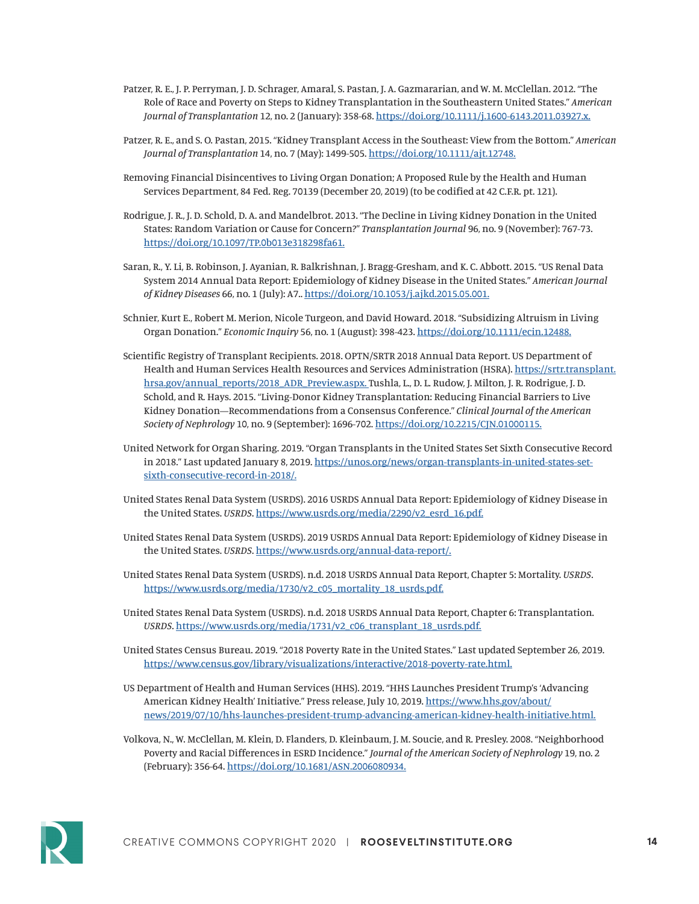Patzer, R. E., J. P. Perryman, J. D. Schrager, Amaral, S. Pastan, J. A. Gazmararian, and W. M. McClellan. 2012. "The Role of Race and Poverty on Steps to Kidney Transplantation in the Southeastern United States." *American Journal of Transplantation* 12, no. 2 (January): 358-68. https://doi.org/10.1111/j.1600-6143.2011.03927.x.

Patzer, R. E., and S. O. Pastan, 2015. "Kidney Transplant Access in the Southeast: View from the Bottom." *American Journal of Transplantation* 14, no. 7 (May): 1499-505. https://doi.org/10.1111/ajt.12748.

Removing Financial Disincentives to Living Organ Donation; A Proposed Rule by the Health and Human Services Department, 84 Fed. Reg. 70139 (December 20, 2019) (to be codified at 42 C.F.R. pt. 121).

Rodrigue, J. R., J. D. Schold, D. A. and Mandelbrot. 2013. "The Decline in Living Kidney Donation in the United States: Random Variation or Cause for Concern?" *Transplantation Journal* 96, no. 9 (November): 767-73. https://doi.org/10.1097/TP.0b013e318298fa61.

Saran, R., Y. Li, B. Robinson, J. Ayanian, R. Balkrishnan, J. Bragg-Gresham, and K. C. Abbott. 2015. "US Renal Data System 2014 Annual Data Report: Epidemiology of Kidney Disease in the United States." *American Journal of Kidney Diseases* 66, no. 1 (July): A7.. https://doi.org/10.1053/j.ajkd.2015.05.001.

Schnier, Kurt E., Robert M. Merion, Nicole Turgeon, and David Howard. 2018. "Subsidizing Altruism in Living Organ Donation." *Economic Inquiry* 56, no. 1 (August): 398-423. https://doi.org/10.1111/ecin.12488.

Scientific Registry of Transplant Recipients. 2018. OPTN/SRTR 2018 Annual Data Report. US Department of Health and Human Services Health Resources and Services Administration (HSRA). https://srtr.transplant.hrsa.gov/annual_reports/2018_ADR_Preview.aspx. Tushla, L., D. L. Rudow, J. Milton, J. R. Rodrigue, J. D. Schold, and R. Hays. 2015. "Living-Donor Kidney Transplantation: Reducing Financial Barriers to Live Kidney Donation—Recommendations from a Consensus Conference." *Clinical Journal of the American Society of Nephrology* 10, no. 9 (September): 1696-702. https://doi.org/10.2215/CJN.01000115.

United Network for Organ Sharing. 2019. "Organ Transplants in the United States Set Sixth Consecutive Record in 2018." Last updated January 8, 2019. https://unos.org/news/organ-transplants-in-united-states-set-sixth-consecutive-record-in-2018/.

United States Renal Data System (USRDS). 2016 USRDS Annual Data Report: Epidemiology of Kidney Disease in the United States. *USRDS*. https://www.usrds.org/media/2290/v2_esrd_16.pdf.

United States Renal Data System (USRDS). 2019 USRDS Annual Data Report: Epidemiology of Kidney Disease in the United States. *USRDS*. https://www.usrds.org/annual-data-report/.

United States Renal Data System (USRDS). n.d. 2018 USRDS Annual Data Report, Chapter 5: Mortality. *USRDS*. https://www.usrds.org/media/1730/v2_c05_mortality_18_usrds.pdf.

United States Renal Data System (USRDS). n.d. 2018 USRDS Annual Data Report, Chapter 6: Transplantation. *USRDS*. https://www.usrds.org/media/1731/v2_c06_transplant_18_usrds.pdf.

United States Census Bureau. 2019. "2018 Poverty Rate in the United States." Last updated September 26, 2019. https://www.census.gov/library/visualizations/interactive/2018-poverty-rate.html.

US Department of Health and Human Services (HHS). 2019. "HHS Launches President Trump's 'Advancing American Kidney Health' Initiative." Press release, July 10, 2019. https://www.hhs.gov/about/news/2019/07/10/hhs-launches-president-trump-advancing-american-kidney-health-initiative.html.

Volkova, N., W. McClellan, M. Klein, D. Flanders, D. Kleinbaum, J. M. Soucie, and R. Presley. 2008. "Neighborhood Poverty and Racial Differences in ESRD Incidence." *Journal of the American Society of Nephrology* 19, no. 2 (February): 356-64. https://doi.org/10.1681/ASN.2006080934.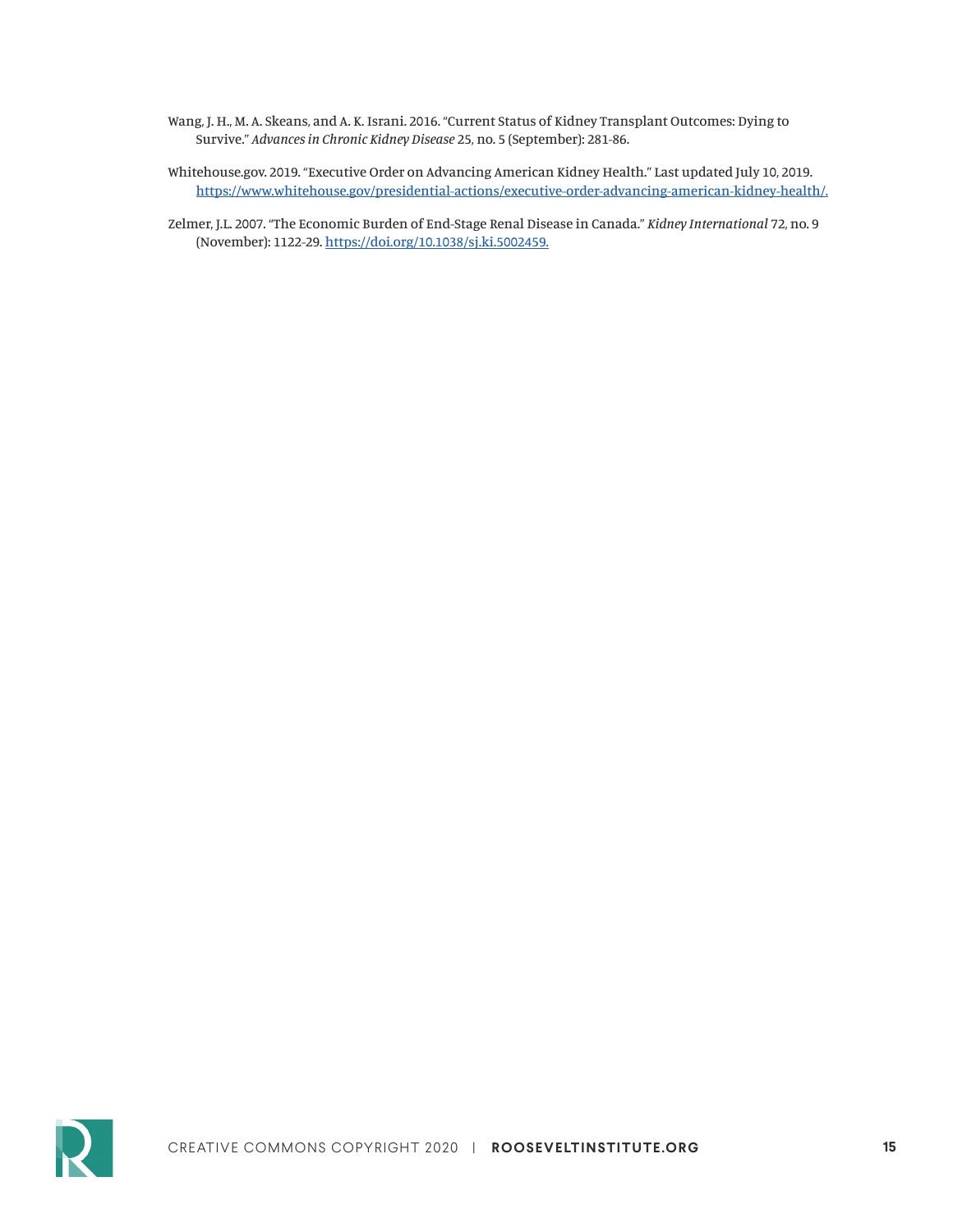Wang, J. H., M. A. Skeans, and A. K. Israni. 2016. "Current Status of Kidney Transplant Outcomes: Dying to Survive." *Advances in Chronic Kidney Disease* 25, no. 5 (September): 281-86.

Whitehouse.gov. 2019. "Executive Order on Advancing American Kidney Health." Last updated July 10, 2019. https://www.whitehouse.gov/presidential-actions/executive-order-advancing-american-kidney-health/.

Zelmer, J.L. 2007. "The Economic Burden of End-Stage Renal Disease in Canada." *Kidney International* 72, no. 9 (November): 1122-29. https://doi.org/10.1038/sj.ki.5002459.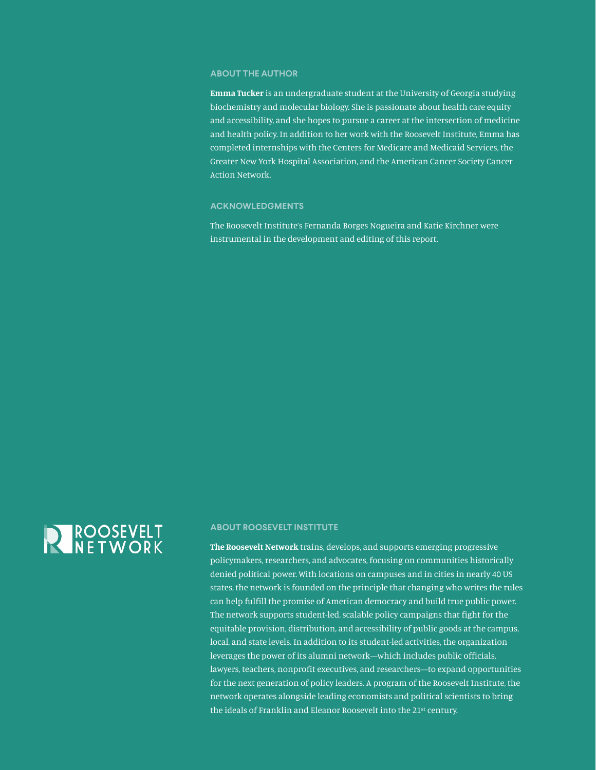## ABOUT THE AUTHOR

**Emma Tucker** is an undergraduate student at the University of Georgia studying biochemistry and molecular biology. She is passionate about health care equity and accessibility, and she hopes to pursue a career at the intersection of medicine and health policy. In addition to her work with the Roosevelt Institute, Emma has completed internships with the Centers for Medicare and Medicaid Services, the Greater New York Hospital Association, and the American Cancer Society Cancer Action Network.

## ACKNOWLEDGMENTS

The Roosevelt Institute's Fernanda Borges Nogueira and Katie Kirchner were instrumental in the development and editing of this report.

ROOSEVELT NETWORK

## ABOUT ROOSEVELT INSTITUTE

**The Roosevelt Network** trains, develops, and supports emerging progressive policymakers, researchers, and advocates, focusing on communities historically denied political power. With locations on campuses and in cities in nearly 40 US states, the network is founded on the principle that changing who writes the rules can help fulfill the promise of American democracy and build true public power. The network supports student-led, scalable policy campaigns that fight for the equitable provision, distribution, and accessibility of public goods at the campus, local, and state levels. In addition to its student-led activities, the organization leverages the power of its alumni network—which includes public officials, lawyers, teachers, nonprofit executives, and researchers—to expand opportunities for the next generation of policy leaders. A program of the Roosevelt Institute, the network operates alongside leading economists and political scientists to bring the ideals of Franklin and Eleanor Roosevelt into the 21st century.